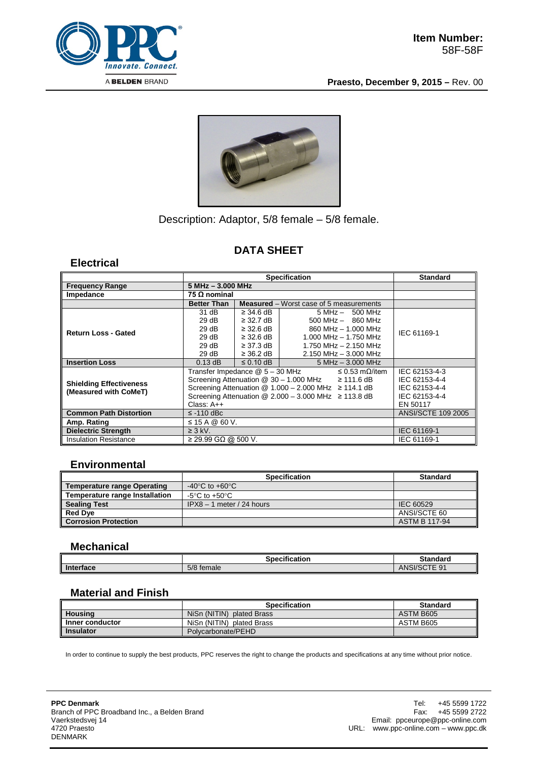**Item Number:**
58F-58F

**Praesto, December 9, 2015 –** Rev. 00

Description: Adaptor, 5/8 female – 5/8 female.

## DATA SHEET

### Electrical

| | Specification | | | Standard |
|---|---|---|---|---|
| **Frequency Range** | **5 MHz – 3.000 MHz** | | | |
| **Impedance** | **75 Ω nominal** | | | |
| | **Better Than** | **Measured** – Worst case of 5 measurements | | |
| **Return Loss - Gated** | 31 dB | ≥ 34.6 dB | 5 MHz – 500 MHz | IEC 61169-1 |
| | 29 dB | ≥ 32.7 dB | 500 MHz – 860 MHz | |
| | 29 dB | ≥ 32.6 dB | 860 MHz – 1.000 MHz | |
| | 29 dB | ≥ 32.6 dB | 1.000 MHz – 1.750 MHz | |
| | 29 dB | ≥ 37.3 dB | 1.750 MHz – 2.150 MHz | |
| | 29 dB | ≥ 36.2 dB | 2.150 MHz – 3.000 MHz | |
| **Insertion Loss** | 0.13 dB | ≤ 0.10 dB | 5 MHz – 3.000 MHz | |
| **Shielding Effectiveness (Measured with CoMeT)** | Transfer Impedance @ 5 – 30 MHz ≤ 0.53 mΩ/item | | | IEC 62153-4-3 |
| | Screening Attenuation @ 30 – 1.000 MHz ≥ 111.6 dB | | | IEC 62153-4-4 |
| | Screening Attenuation @ 1.000 – 2.000 MHz ≥ 114.1 dB | | | IEC 62153-4-4 |
| | Screening Attenuation @ 2.000 – 3.000 MHz ≥ 113.8 dB | | | IEC 62153-4-4 |
| | Class: A++ | | | EN 50117 |
| **Common Path Distortion** | ≤ -110 dBc | | | ANSI/SCTE 109 2005 |
| **Amp. Rating** | ≤ 15 A @ 60 V. | | | |
| **Dielectric Strength** | ≥ 3 kV. | | | IEC 61169-1 |
| Insulation Resistance | ≥ 29.99 GΩ @ 500 V. | | | IEC 61169-1 |

### Environmental

| | Specification | Standard |
|---|---|---|
| **Temperature range Operating** | -40°C to +60°C | |
| **Temperature range Installation** | -5°C to +50°C | |
| **Sealing Test** | IPX8 – 1 meter / 24 hours | IEC 60529 |
| **Red Dye** | | ANSI/SCTE 60 |
| **Corrosion Protection** | | ASTM B 117-94 |

### Mechanical

| | Specification | Standard |
|---|---|---|
| **Interface** | 5/8 female | ANSI/SCTE 91 |

### Material and Finish

| | Specification | Standard |
|---|---|---|
| **Housing** | NiSn (NITIN) plated Brass | ASTM B605 |
| **Inner conductor** | NiSn (NITIN) plated Brass | ASTM B605 |
| **Insulator** | Polycarbonate/PEHD | |

In order to continue to supply the best products, PPC reserves the right to change the products and specifications at any time without prior notice.

**PPC Denmark**
Branch of PPC Broadband Inc., a Belden Brand
Vaerkstedsvej 14
4720 Praesto
DENMARK

Tel: +45 5599 1722
Fax: +45 5599 2722
Email: ppceurope@ppc-online.com
URL: www.ppc-online.com – www.ppc.dk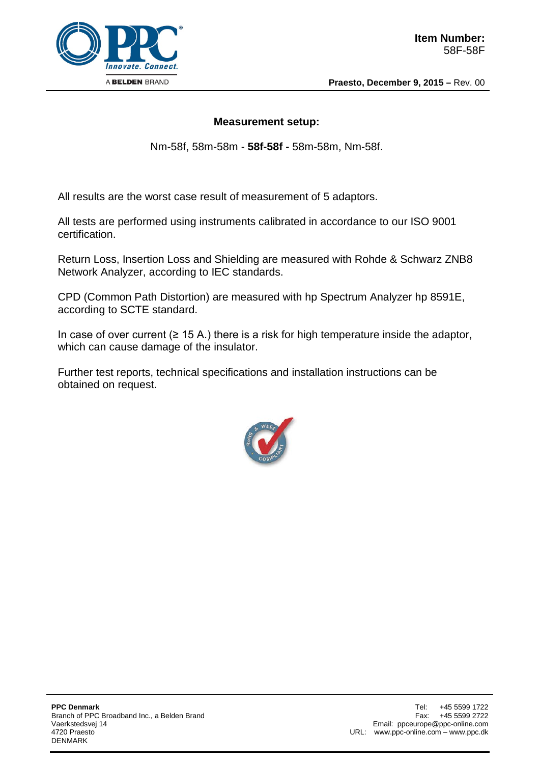## Measurement setup:

Nm-58f, 58m-58m - **58f-58f -** 58m-58m, Nm-58f.

All results are the worst case result of measurement of 5 adaptors.

All tests are performed using instruments calibrated in accordance to our ISO 9001 certification.

Return Loss, Insertion Loss and Shielding are measured with Rohde & Schwarz ZNB8 Network Analyzer, according to IEC standards.

CPD (Common Path Distortion) are measured with hp Spectrum Analyzer hp 8591E, according to SCTE standard.

In case of over current (≥ 15 A.) there is a risk for high temperature inside the adaptor, which can cause damage of the insulator.

Further test reports, technical specifications and installation instructions can be obtained on request.